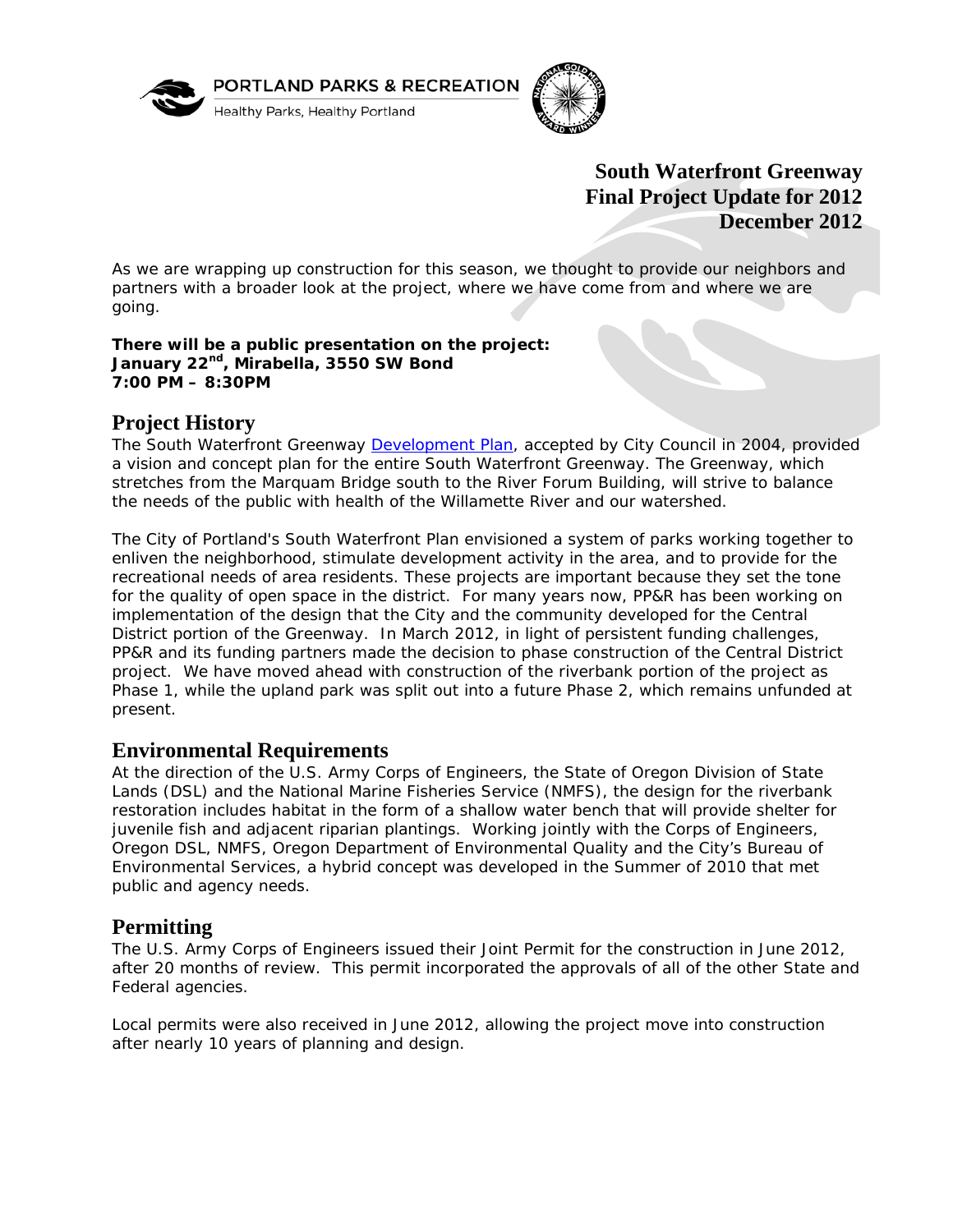PORTLAND PARKS & RECREATION

Healthy Parks, Healthy Portland

# South Waterfront Greenway
# Final Project Update for 2012
# December 2012

As we are wrapping up construction for this season, we thought to provide our neighbors and partners with a broader look at the project, where we have come from and where we are going.

**There will be a public presentation on the project:**
**January 22nd, Mirabella, 3550 SW Bond**
**7:00 PM – 8:30PM**

## Project History

The South Waterfront Greenway Development Plan, accepted by City Council in 2004, provided a vision and concept plan for the entire South Waterfront Greenway. The Greenway, which stretches from the Marquam Bridge south to the River Forum Building, will strive to balance the needs of the public with health of the Willamette River and our watershed.

The City of Portland's South Waterfront Plan envisioned a system of parks working together to enliven the neighborhood, stimulate development activity in the area, and to provide for the recreational needs of area residents. These projects are important because they set the tone for the quality of open space in the district. For many years now, PP&R has been working on implementation of the design that the City and the community developed for the Central District portion of the Greenway. In March 2012, in light of persistent funding challenges, PP&R and its funding partners made the decision to phase construction of the Central District project. We have moved ahead with construction of the riverbank portion of the project as Phase 1, while the upland park was split out into a future Phase 2, which remains unfunded at present.

## Environmental Requirements

At the direction of the U.S. Army Corps of Engineers, the State of Oregon Division of State Lands (DSL) and the National Marine Fisheries Service (NMFS), the design for the riverbank restoration includes habitat in the form of a shallow water bench that will provide shelter for juvenile fish and adjacent riparian plantings. Working jointly with the Corps of Engineers, Oregon DSL, NMFS, Oregon Department of Environmental Quality and the City's Bureau of Environmental Services, a hybrid concept was developed in the Summer of 2010 that met public and agency needs.

## Permitting

The U.S. Army Corps of Engineers issued their Joint Permit for the construction in June 2012, after 20 months of review. This permit incorporated the approvals of all of the other State and Federal agencies.

Local permits were also received in June 2012, allowing the project move into construction after nearly 10 years of planning and design.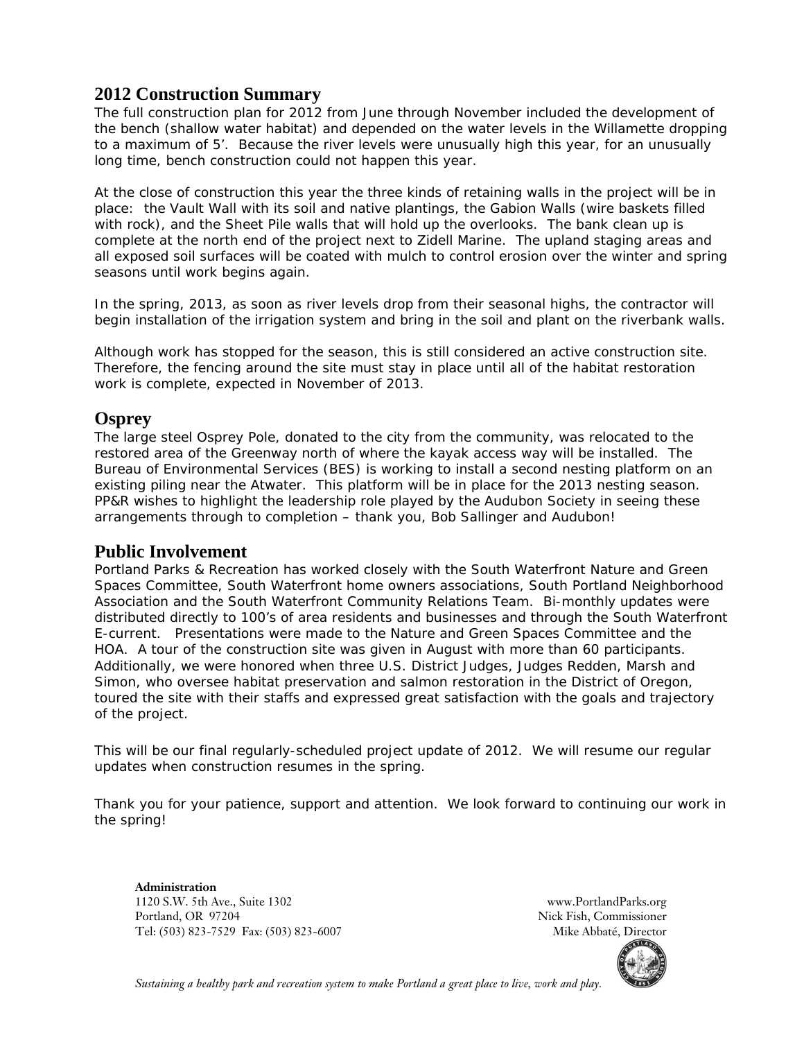## 2012 Construction Summary

The full construction plan for 2012 from June through November included the development of the bench (shallow water habitat) and depended on the water levels in the Willamette dropping to a maximum of 5'. Because the river levels were unusually high this year, for an unusually long time, bench construction could not happen this year.

At the close of construction this year the three kinds of retaining walls in the project will be in place: the Vault Wall with its soil and native plantings, the Gabion Walls (wire baskets filled with rock), and the Sheet Pile walls that will hold up the overlooks. The bank clean up is complete at the north end of the project next to Zidell Marine. The upland staging areas and all exposed soil surfaces will be coated with mulch to control erosion over the winter and spring seasons until work begins again.

In the spring, 2013, as soon as river levels drop from their seasonal highs, the contractor will begin installation of the irrigation system and bring in the soil and plant on the riverbank walls.

Although work has stopped for the season, this is still considered an active construction site. Therefore, the fencing around the site must stay in place until all of the habitat restoration work is complete, expected in November of 2013.

## Osprey

The large steel Osprey Pole, donated to the city from the community, was relocated to the restored area of the Greenway north of where the kayak access way will be installed. The Bureau of Environmental Services (BES) is working to install a second nesting platform on an existing piling near the Atwater. This platform will be in place for the 2013 nesting season. PP&R wishes to highlight the leadership role played by the Audubon Society in seeing these arrangements through to completion – thank you, Bob Sallinger and Audubon!

## Public Involvement

Portland Parks & Recreation has worked closely with the South Waterfront Nature and Green Spaces Committee, South Waterfront home owners associations, South Portland Neighborhood Association and the South Waterfront Community Relations Team. Bi-monthly updates were distributed directly to 100's of area residents and businesses and through the South Waterfront E-current. Presentations were made to the Nature and Green Spaces Committee and the HOA. A tour of the construction site was given in August with more than 60 participants. Additionally, we were honored when three U.S. District Judges, Judges Redden, Marsh and Simon, who oversee habitat preservation and salmon restoration in the District of Oregon, toured the site with their staffs and expressed great satisfaction with the goals and trajectory of the project.

This will be our final regularly-scheduled project update of 2012. We will resume our regular updates when construction resumes in the spring.

Thank you for your patience, support and attention. We look forward to continuing our work in the spring!

**Administration**
1120 S.W. 5th Ave., Suite 1302
Portland, OR 97204
Tel: (503) 823-7529 Fax: (503) 823-6007

www.PortlandParks.org
Nick Fish, Commissioner
Mike Abbaté, Director

*Sustaining a healthy park and recreation system to make Portland a great place to live, work and play.*